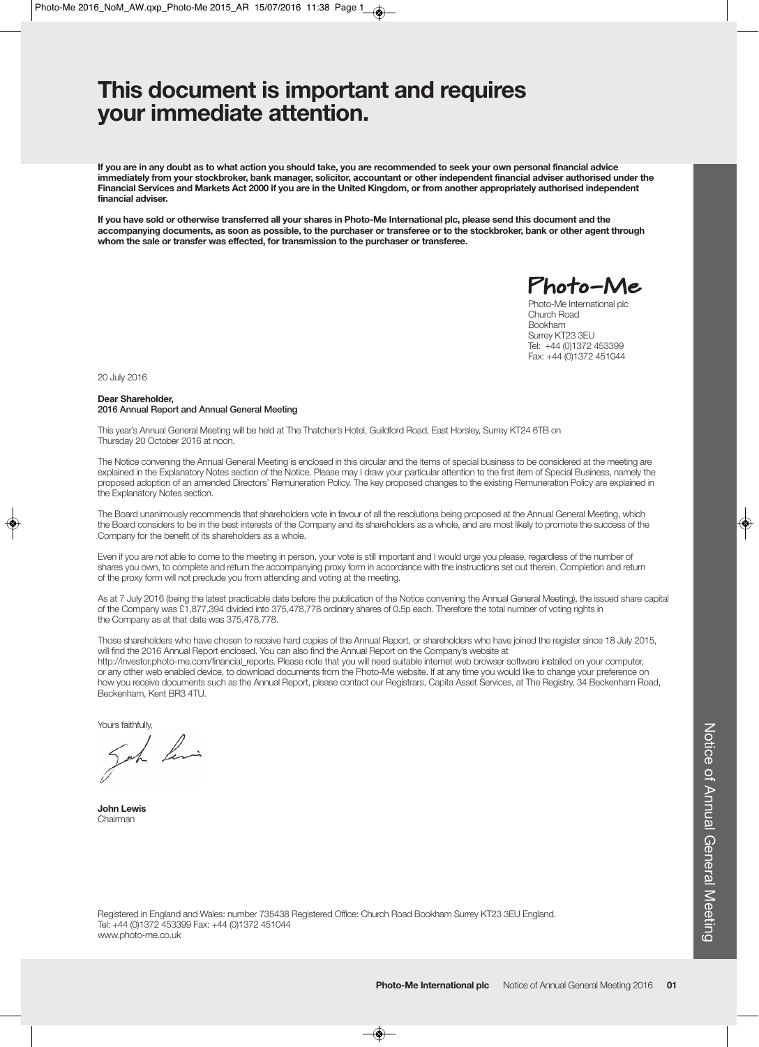# This document is important and requires your immediate attention.

**If you are in any doubt as to what action you should take, you are recommended to seek your own personal financial advice immediately from your stockbroker, bank manager, solicitor, accountant or other independent financial adviser authorised under the Financial Services and Markets Act 2000 if you are in the United Kingdom, or from another appropriately authorised independent financial adviser.**

**If you have sold or otherwise transferred all your shares in Photo-Me International plc, please send this document and the accompanying documents, as soon as possible, to the purchaser or transferee or to the stockbroker, bank or other agent through whom the sale or transfer was effected, for transmission to the purchaser or transferee.**

Photo-Me

Photo-Me International plc
Church Road
Bookham
Surrey KT23 3EU
Tel: +44 (0)1372 453399
Fax: +44 (0)1372 451044

20 July 2016

**Dear Shareholder,**
**2016 Annual Report and Annual General Meeting**

This year's Annual General Meeting will be held at The Thatcher's Hotel, Guildford Road, East Horsley, Surrey KT24 6TB on Thursday 20 October 2016 at noon.

The Notice convening the Annual General Meeting is enclosed in this circular and the items of special business to be considered at the meeting are explained in the Explanatory Notes section of the Notice. Please may I draw your particular attention to the first item of Special Business, namely the proposed adoption of an amended Directors' Remuneration Policy. The key proposed changes to the existing Remuneration Policy are explained in the Explanatory Notes section.

The Board unanimously recommends that shareholders vote in favour of all the resolutions being proposed at the Annual General Meeting, which the Board considers to be in the best interests of the Company and its shareholders as a whole, and are most likely to promote the success of the Company for the benefit of its shareholders as a whole.

Even if you are not able to come to the meeting in person, your vote is still important and I would urge you please, regardless of the number of shares you own, to complete and return the accompanying proxy form in accordance with the instructions set out therein. Completion and return of the proxy form will not preclude you from attending and voting at the meeting.

As at 7 July 2016 (being the latest practicable date before the publication of the Notice convening the Annual General Meeting), the issued share capital of the Company was £1,877,394 divided into 375,478,778 ordinary shares of 0.5p each. Therefore the total number of voting rights in the Company as at that date was 375,478,778.

Those shareholders who have chosen to receive hard copies of the Annual Report, or shareholders who have joined the register since 18 July 2015, will find the 2016 Annual Report enclosed. You can also find the Annual Report on the Company's website at http://investor.photo-me.com/financial_reports. Please note that you will need suitable internet web browser software installed on your computer, or any other web enabled device, to download documents from the Photo-Me website. If at any time you would like to change your preference on how you receive documents such as the Annual Report, please contact our Registrars, Capita Asset Services, at The Registry, 34 Beckenham Road, Beckenham, Kent BR3 4TU.

Yours faithfully,

**John Lewis**
Chairman

Registered in England and Wales: number 735438 Registered Office: Church Road Bookham Surrey KT23 3EU England.
Tel: +44 (0)1372 453399 Fax: +44 (0)1372 451044
www.photo-me.co.uk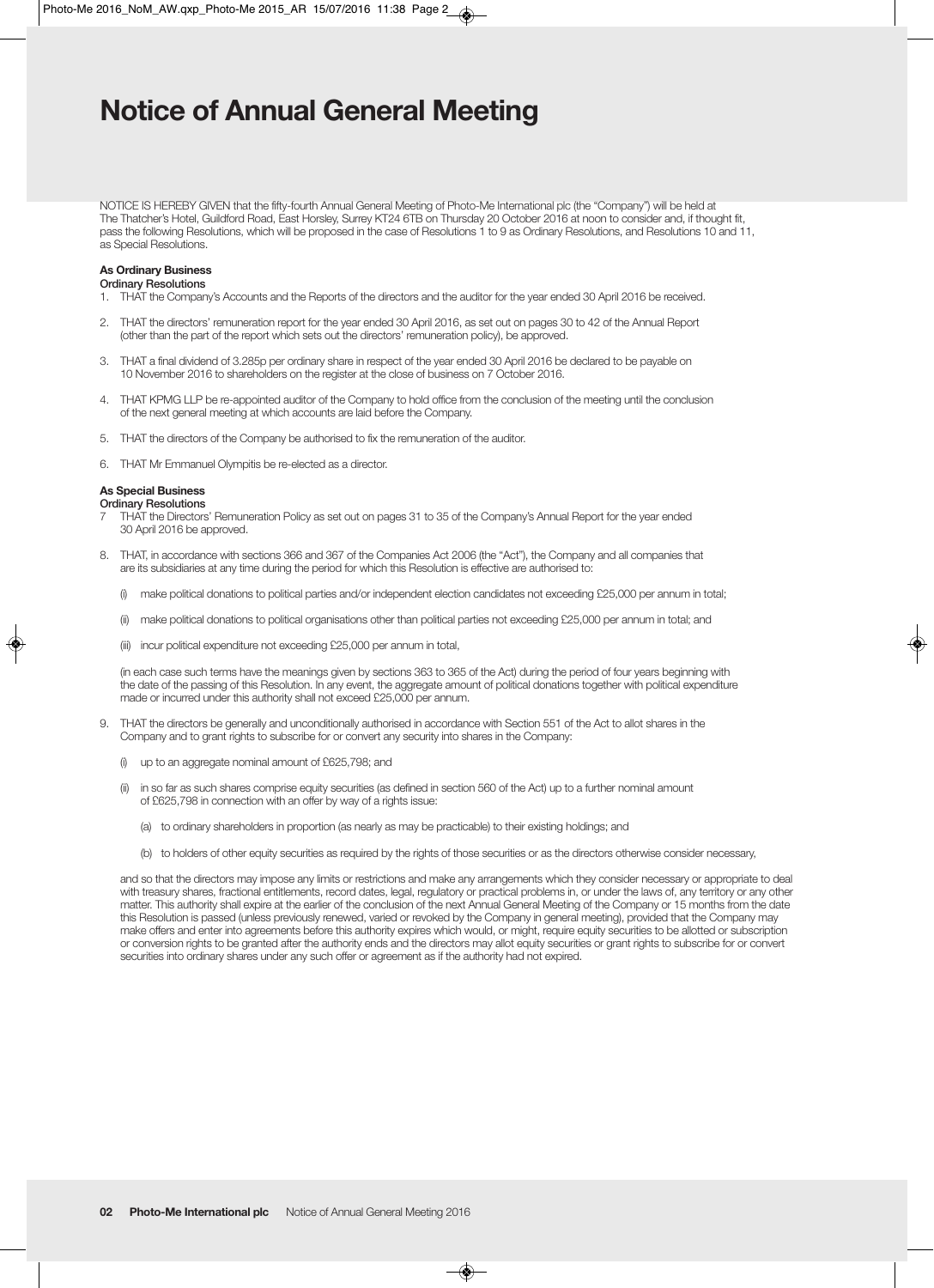# Notice of Annual General Meeting

NOTICE IS HEREBY GIVEN that the fifty-fourth Annual General Meeting of Photo-Me International plc (the "Company") will be held at The Thatcher's Hotel, Guildford Road, East Horsley, Surrey KT24 6TB on Thursday 20 October 2016 at noon to consider and, if thought fit, pass the following Resolutions, which will be proposed in the case of Resolutions 1 to 9 as Ordinary Resolutions, and Resolutions 10 and 11, as Special Resolutions.

### As Ordinary Business

**Ordinary Resolutions**

1. THAT the Company's Accounts and the Reports of the directors and the auditor for the year ended 30 April 2016 be received.

2. THAT the directors' remuneration report for the year ended 30 April 2016, as set out on pages 30 to 42 of the Annual Report (other than the part of the report which sets out the directors' remuneration policy), be approved.

3. THAT a final dividend of 3.285p per ordinary share in respect of the year ended 30 April 2016 be declared to be payable on 10 November 2016 to shareholders on the register at the close of business on 7 October 2016.

4. THAT KPMG LLP be re-appointed auditor of the Company to hold office from the conclusion of the meeting until the conclusion of the next general meeting at which accounts are laid before the Company.

5. THAT the directors of the Company be authorised to fix the remuneration of the auditor.

6. THAT Mr Emmanuel Olympitis be re-elected as a director.

### As Special Business

**Ordinary Resolutions**

7. THAT the Directors' Remuneration Policy as set out on pages 31 to 35 of the Company's Annual Report for the year ended 30 April 2016 be approved.

8. THAT, in accordance with sections 366 and 367 of the Companies Act 2006 (the "Act"), the Company and all companies that are its subsidiaries at any time during the period for which this Resolution is effective are authorised to:

   (i) make political donations to political parties and/or independent election candidates not exceeding £25,000 per annum in total;

   (ii) make political donations to political organisations other than political parties not exceeding £25,000 per annum in total; and

   (iii) incur political expenditure not exceeding £25,000 per annum in total,

   (in each case such terms have the meanings given by sections 363 to 365 of the Act) during the period of four years beginning with the date of the passing of this Resolution. In any event, the aggregate amount of political donations together with political expenditure made or incurred under this authority shall not exceed £25,000 per annum.

9. THAT the directors be generally and unconditionally authorised in accordance with Section 551 of the Act to allot shares in the Company and to grant rights to subscribe for or convert any security into shares in the Company:

   (i) up to an aggregate nominal amount of £625,798; and

   (ii) in so far as such shares comprise equity securities (as defined in section 560 of the Act) up to a further nominal amount of £625,798 in connection with an offer by way of a rights issue:

      (a) to ordinary shareholders in proportion (as nearly as may be practicable) to their existing holdings; and

      (b) to holders of other equity securities as required by the rights of those securities or as the directors otherwise consider necessary,

   and so that the directors may impose any limits or restrictions and make any arrangements which they consider necessary or appropriate to deal with treasury shares, fractional entitlements, record dates, legal, regulatory or practical problems in, or under the laws of, any territory or any other matter. This authority shall expire at the earlier of the conclusion of the next Annual General Meeting of the Company or 15 months from the date this Resolution is passed (unless previously renewed, varied or revoked by the Company in general meeting), provided that the Company may make offers and enter into agreements before this authority expires which would, or might, require equity securities to be allotted or subscription or conversion rights to be granted after the authority ends and the directors may allot equity securities or grant rights to subscribe for or convert securities into ordinary shares under any such offer or agreement as if the authority had not expired.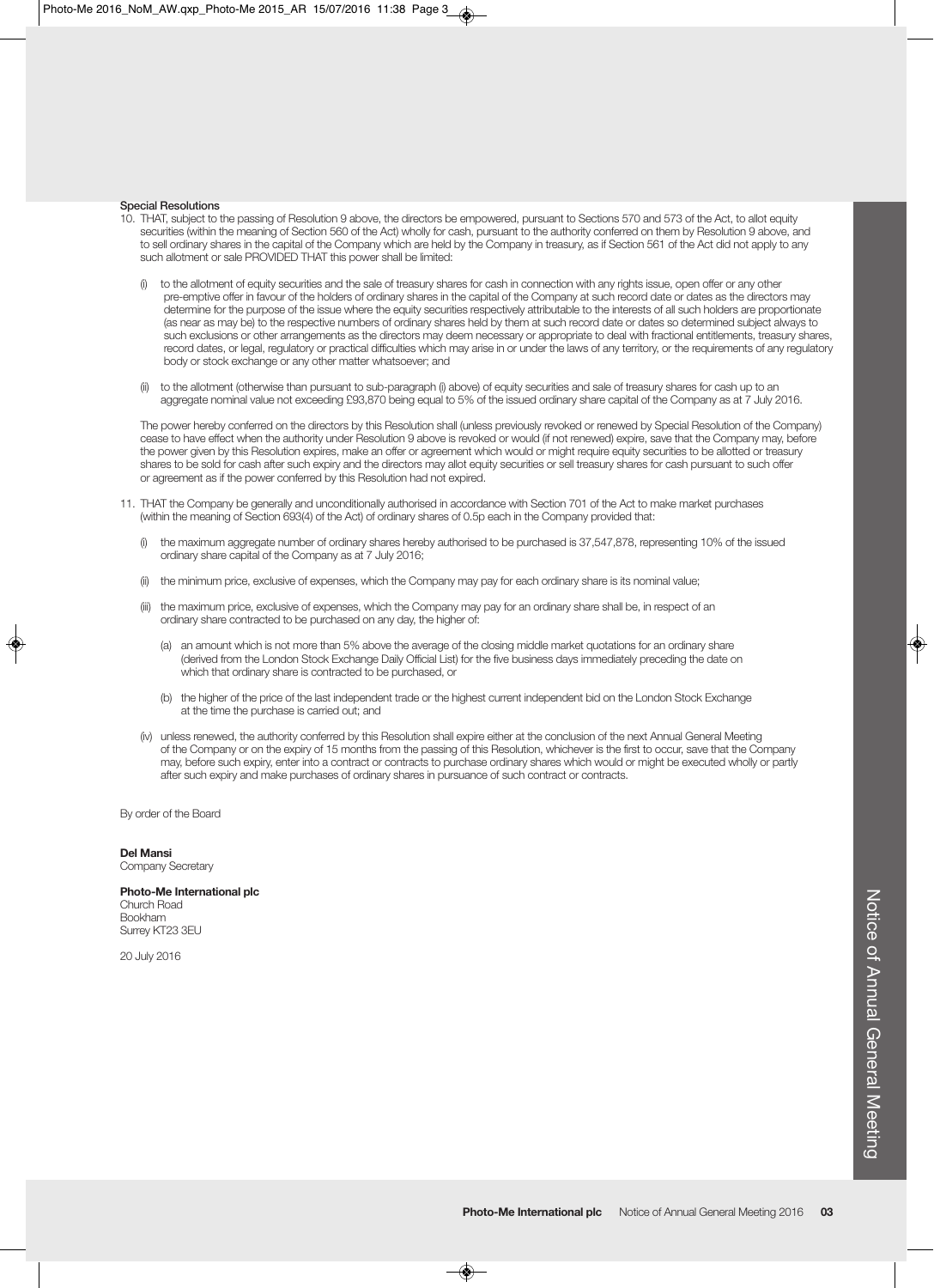### Special Resolutions

10. THAT, subject to the passing of Resolution 9 above, the directors be empowered, pursuant to Sections 570 and 573 of the Act, to allot equity securities (within the meaning of Section 560 of the Act) wholly for cash, pursuant to the authority conferred on them by Resolution 9 above, and to sell ordinary shares in the capital of the Company which are held by the Company in treasury, as if Section 561 of the Act did not apply to any such allotment or sale PROVIDED THAT this power shall be limited:

    (i) to the allotment of equity securities and the sale of treasury shares for cash in connection with any rights issue, open offer or any other pre-emptive offer in favour of the holders of ordinary shares in the capital of the Company at such record date or dates as the directors may determine for the purpose of the issue where the equity securities respectively attributable to the interests of all such holders are proportionate (as near as may be) to the respective numbers of ordinary shares held by them at such record date or dates so determined subject always to such exclusions or other arrangements as the directors may deem necessary or appropriate to deal with fractional entitlements, treasury shares, record dates, or legal, regulatory or practical difficulties which may arise in or under the laws of any territory, or the requirements of any regulatory body or stock exchange or any other matter whatsoever; and

    (ii) to the allotment (otherwise than pursuant to sub-paragraph (i) above) of equity securities and sale of treasury shares for cash up to an aggregate nominal value not exceeding £93,870 being equal to 5% of the issued ordinary share capital of the Company as at 7 July 2016.

    The power hereby conferred on the directors by this Resolution shall (unless previously revoked or renewed by Special Resolution of the Company) cease to have effect when the authority under Resolution 9 above is revoked or would (if not renewed) expire, save that the Company may, before the power given by this Resolution expires, make an offer or agreement which would or might require equity securities to be allotted or treasury shares to be sold for cash after such expiry and the directors may allot equity securities or sell treasury shares for cash pursuant to such offer or agreement as if the power conferred by this Resolution had not expired.

11. THAT the Company be generally and unconditionally authorised in accordance with Section 701 of the Act to make market purchases (within the meaning of Section 693(4) of the Act) of ordinary shares of 0.5p each in the Company provided that:

    (i) the maximum aggregate number of ordinary shares hereby authorised to be purchased is 37,547,878, representing 10% of the issued ordinary share capital of the Company as at 7 July 2016;

    (ii) the minimum price, exclusive of expenses, which the Company may pay for each ordinary share is its nominal value;

    (iii) the maximum price, exclusive of expenses, which the Company may pay for an ordinary share shall be, in respect of an ordinary share contracted to be purchased on any day, the higher of:

        (a) an amount which is not more than 5% above the average of the closing middle market quotations for an ordinary share (derived from the London Stock Exchange Daily Official List) for the five business days immediately preceding the date on which that ordinary share is contracted to be purchased, or

        (b) the higher of the price of the last independent trade or the highest current independent bid on the London Stock Exchange at the time the purchase is carried out; and

    (iv) unless renewed, the authority conferred by this Resolution shall expire either at the conclusion of the next Annual General Meeting of the Company or on the expiry of 15 months from the passing of this Resolution, whichever is the first to occur, save that the Company may, before such expiry, enter into a contract or contracts to purchase ordinary shares which would or might be executed wholly or partly after such expiry and make purchases of ordinary shares in pursuance of such contract or contracts.

By order of the Board

**Del Mansi**
Company Secretary

**Photo-Me International plc**
Church Road
Bookham
Surrey KT23 3EU

20 July 2016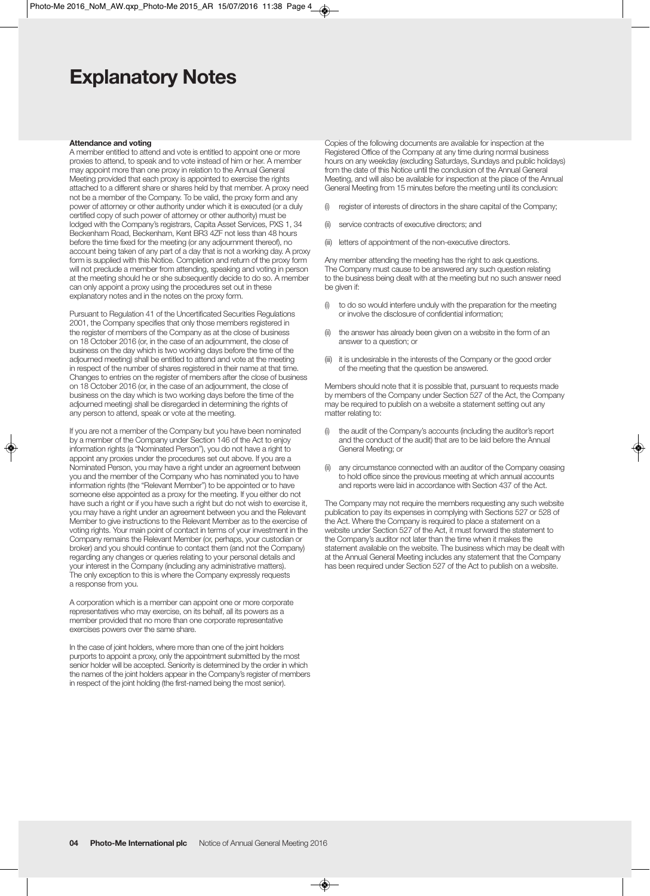# Explanatory Notes

**Attendance and voting**

A member entitled to attend and vote is entitled to appoint one or more proxies to attend, to speak and to vote instead of him or her. A member may appoint more than one proxy in relation to the Annual General Meeting provided that each proxy is appointed to exercise the rights attached to a different share or shares held by that member. A proxy need not be a member of the Company. To be valid, the proxy form and any power of attorney or other authority under which it is executed (or a duly certified copy of such power of attorney or other authority) must be lodged with the Company's registrars, Capita Asset Services, PXS 1, 34 Beckenham Road, Beckenham, Kent BR3 4ZF not less than 48 hours before the time fixed for the meeting (or any adjournment thereof), no account being taken of any part of a day that is not a working day. A proxy form is supplied with this Notice. Completion and return of the proxy form will not preclude a member from attending, speaking and voting in person at the meeting should he or she subsequently decide to do so. A member can only appoint a proxy using the procedures set out in these explanatory notes and in the notes on the proxy form.

Pursuant to Regulation 41 of the Uncertificated Securities Regulations 2001, the Company specifies that only those members registered in the register of members of the Company as at the close of business on 18 October 2016 (or, in the case of an adjournment, the close of business on the day which is two working days before the time of the adjourned meeting) shall be entitled to attend and vote at the meeting in respect of the number of shares registered in their name at that time. Changes to entries on the register of members after the close of business on 18 October 2016 (or, in the case of an adjournment, the close of business on the day which is two working days before the time of the adjourned meeting) shall be disregarded in determining the rights of any person to attend, speak or vote at the meeting.

If you are not a member of the Company but you have been nominated by a member of the Company under Section 146 of the Act to enjoy information rights (a "Nominated Person"), you do not have a right to appoint any proxies under the procedures set out above. If you are a Nominated Person, you may have a right under an agreement between you and the member of the Company who has nominated you to have information rights (the "Relevant Member") to be appointed or to have someone else appointed as a proxy for the meeting. If you either do not have such a right or if you have such a right but do not wish to exercise it, you may have a right under an agreement between you and the Relevant Member to give instructions to the Relevant Member as to the exercise of voting rights. Your main point of contact in terms of your investment in the Company remains the Relevant Member (or, perhaps, your custodian or broker) and you should continue to contact them (and not the Company) regarding any changes or queries relating to your personal details and your interest in the Company (including any administrative matters). The only exception to this is where the Company expressly requests a response from you.

A corporation which is a member can appoint one or more corporate representatives who may exercise, on its behalf, all its powers as a member provided that no more than one corporate representative exercises powers over the same share.

In the case of joint holders, where more than one of the joint holders purports to appoint a proxy, only the appointment submitted by the most senior holder will be accepted. Seniority is determined by the order in which the names of the joint holders appear in the Company's register of members in respect of the joint holding (the first-named being the most senior).

Copies of the following documents are available for inspection at the Registered Office of the Company at any time during normal business hours on any weekday (excluding Saturdays, Sundays and public holidays) from the date of this Notice until the conclusion of the Annual General Meeting, and will also be available for inspection at the place of the Annual General Meeting from 15 minutes before the meeting until its conclusion:

(i) register of interests of directors in the share capital of the Company;

(ii) service contracts of executive directors; and

(iii) letters of appointment of the non-executive directors.

Any member attending the meeting has the right to ask questions. The Company must cause to be answered any such question relating to the business being dealt with at the meeting but no such answer need be given if:

(i) to do so would interfere unduly with the preparation for the meeting or involve the disclosure of confidential information;

(ii) the answer has already been given on a website in the form of an answer to a question; or

(iii) it is undesirable in the interests of the Company or the good order of the meeting that the question be answered.

Members should note that it is possible that, pursuant to requests made by members of the Company under Section 527 of the Act, the Company may be required to publish on a website a statement setting out any matter relating to:

(i) the audit of the Company's accounts (including the auditor's report and the conduct of the audit) that are to be laid before the Annual General Meeting; or

(ii) any circumstance connected with an auditor of the Company ceasing to hold office since the previous meeting at which annual accounts and reports were laid in accordance with Section 437 of the Act.

The Company may not require the members requesting any such website publication to pay its expenses in complying with Sections 527 or 528 of the Act. Where the Company is required to place a statement on a website under Section 527 of the Act, it must forward the statement to the Company's auditor not later than the time when it makes the statement available on the website. The business which may be dealt with at the Annual General Meeting includes any statement that the Company has been required under Section 527 of the Act to publish on a website.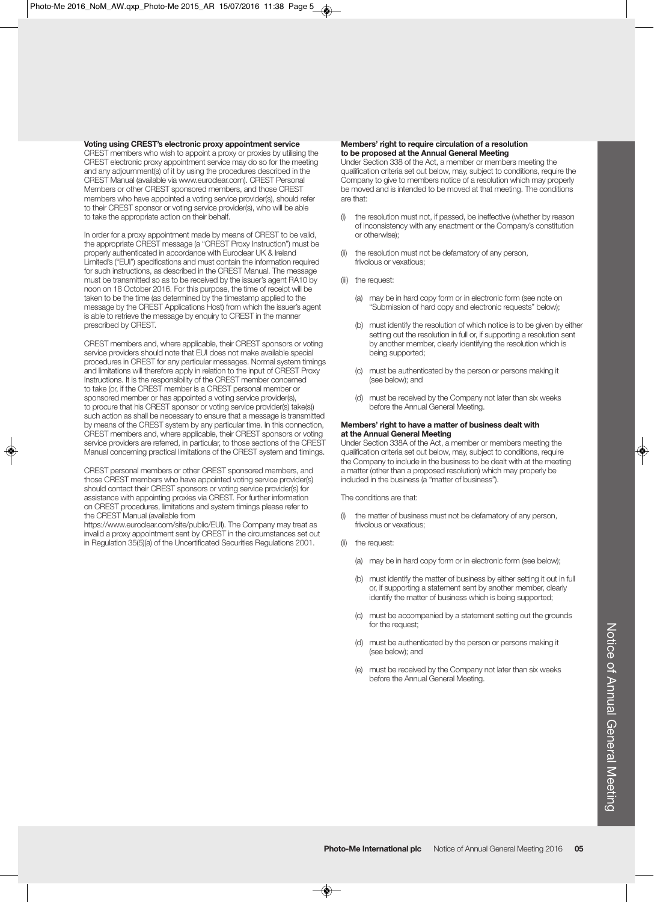### Voting using CREST's electronic proxy appointment service

CREST members who wish to appoint a proxy or proxies by utilising the CREST electronic proxy appointment service may do so for the meeting and any adjournment(s) of it by using the procedures described in the CREST Manual (available via www.euroclear.com). CREST Personal Members or other CREST sponsored members, and those CREST members who have appointed a voting service provider(s), should refer to their CREST sponsor or voting service provider(s), who will be able to take the appropriate action on their behalf.

In order for a proxy appointment made by means of CREST to be valid, the appropriate CREST message (a "CREST Proxy Instruction") must be properly authenticated in accordance with Euroclear UK & Ireland Limited's ("EUI") specifications and must contain the information required for such instructions, as described in the CREST Manual. The message must be transmitted so as to be received by the issuer's agent RA10 by noon on 18 October 2016. For this purpose, the time of receipt will be taken to be the time (as determined by the timestamp applied to the message by the CREST Applications Host) from which the issuer's agent is able to retrieve the message by enquiry to CREST in the manner prescribed by CREST.

CREST members and, where applicable, their CREST sponsors or voting service providers should note that EUI does not make available special procedures in CREST for any particular messages. Normal system timings and limitations will therefore apply in relation to the input of CREST Proxy Instructions. It is the responsibility of the CREST member concerned to take (or, if the CREST member is a CREST personal member or sponsored member or has appointed a voting service provider(s), to procure that his CREST sponsor or voting service provider(s) take(s)) such action as shall be necessary to ensure that a message is transmitted by means of the CREST system by any particular time. In this connection, CREST members and, where applicable, their CREST sponsors or voting service providers are referred, in particular, to those sections of the CREST Manual concerning practical limitations of the CREST system and timings.

CREST personal members or other CREST sponsored members, and those CREST members who have appointed voting service provider(s) should contact their CREST sponsors or voting service provider(s) for assistance with appointing proxies via CREST. For further information on CREST procedures, limitations and system timings please refer to the CREST Manual (available from https://www.euroclear.com/site/public/EUI). The Company may treat as invalid a proxy appointment sent by CREST in the circumstances set out in Regulation 35(5)(a) of the Uncertificated Securities Regulations 2001.

### Members' right to require circulation of a resolution to be proposed at the Annual General Meeting

Under Section 338 of the Act, a member or members meeting the qualification criteria set out below, may, subject to conditions, require the Company to give to members notice of a resolution which may properly be moved and is intended to be moved at that meeting. The conditions are that:

(i) the resolution must not, if passed, be ineffective (whether by reason of inconsistency with any enactment or the Company's constitution or otherwise);

(ii) the resolution must not be defamatory of any person, frivolous or vexatious;

(iii) the request:

(a) may be in hard copy form or in electronic form (see note on "Submission of hard copy and electronic requests" below);

(b) must identify the resolution of which notice is to be given by either setting out the resolution in full or, if supporting a resolution sent by another member, clearly identifying the resolution which is being supported;

(c) must be authenticated by the person or persons making it (see below); and

(d) must be received by the Company not later than six weeks before the Annual General Meeting.

### Members' right to have a matter of business dealt with at the Annual General Meeting

Under Section 338A of the Act, a member or members meeting the qualification criteria set out below, may, subject to conditions, require the Company to include in the business to be dealt with at the meeting a matter (other than a proposed resolution) which may properly be included in the business (a "matter of business").

The conditions are that:

(i) the matter of business must not be defamatory of any person, frivolous or vexatious;

(ii) the request:

(a) may be in hard copy form or in electronic form (see below);

(b) must identify the matter of business by either setting it out in full or, if supporting a statement sent by another member, clearly identify the matter of business which is being supported;

(c) must be accompanied by a statement setting out the grounds for the request;

(d) must be authenticated by the person or persons making it (see below); and

(e) must be received by the Company not later than six weeks before the Annual General Meeting.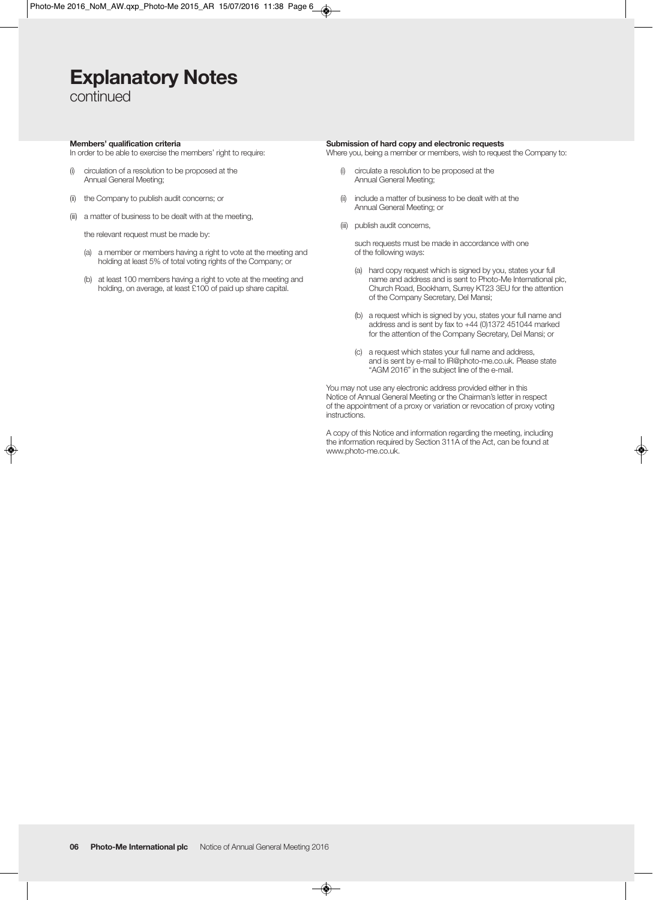# Explanatory Notes
continued

**Members' qualification criteria**
In order to be able to exercise the members' right to require:

(i) circulation of a resolution to be proposed at the Annual General Meeting;

(ii) the Company to publish audit concerns; or

(iii) a matter of business to be dealt with at the meeting,

the relevant request must be made by:

(a) a member or members having a right to vote at the meeting and holding at least 5% of total voting rights of the Company; or

(b) at least 100 members having a right to vote at the meeting and holding, on average, at least £100 of paid up share capital.

**Submission of hard copy and electronic requests**
Where you, being a member or members, wish to request the Company to:

(i) circulate a resolution to be proposed at the Annual General Meeting;

(ii) include a matter of business to be dealt with at the Annual General Meeting; or

(iii) publish audit concerns,

such requests must be made in accordance with one of the following ways:

(a) hard copy request which is signed by you, states your full name and address and is sent to Photo-Me International plc, Church Road, Bookham, Surrey KT23 3EU for the attention of the Company Secretary, Del Mansi;

(b) a request which is signed by you, states your full name and address and is sent by fax to +44 (0)1372 451044 marked for the attention of the Company Secretary, Del Mansi; or

(c) a request which states your full name and address, and is sent by e-mail to IR@photo-me.co.uk. Please state "AGM 2016" in the subject line of the e-mail.

You may not use any electronic address provided either in this Notice of Annual General Meeting or the Chairman's letter in respect of the appointment of a proxy or variation or revocation of proxy voting instructions.

A copy of this Notice and information regarding the meeting, including the information required by Section 311A of the Act, can be found at www.photo-me.co.uk.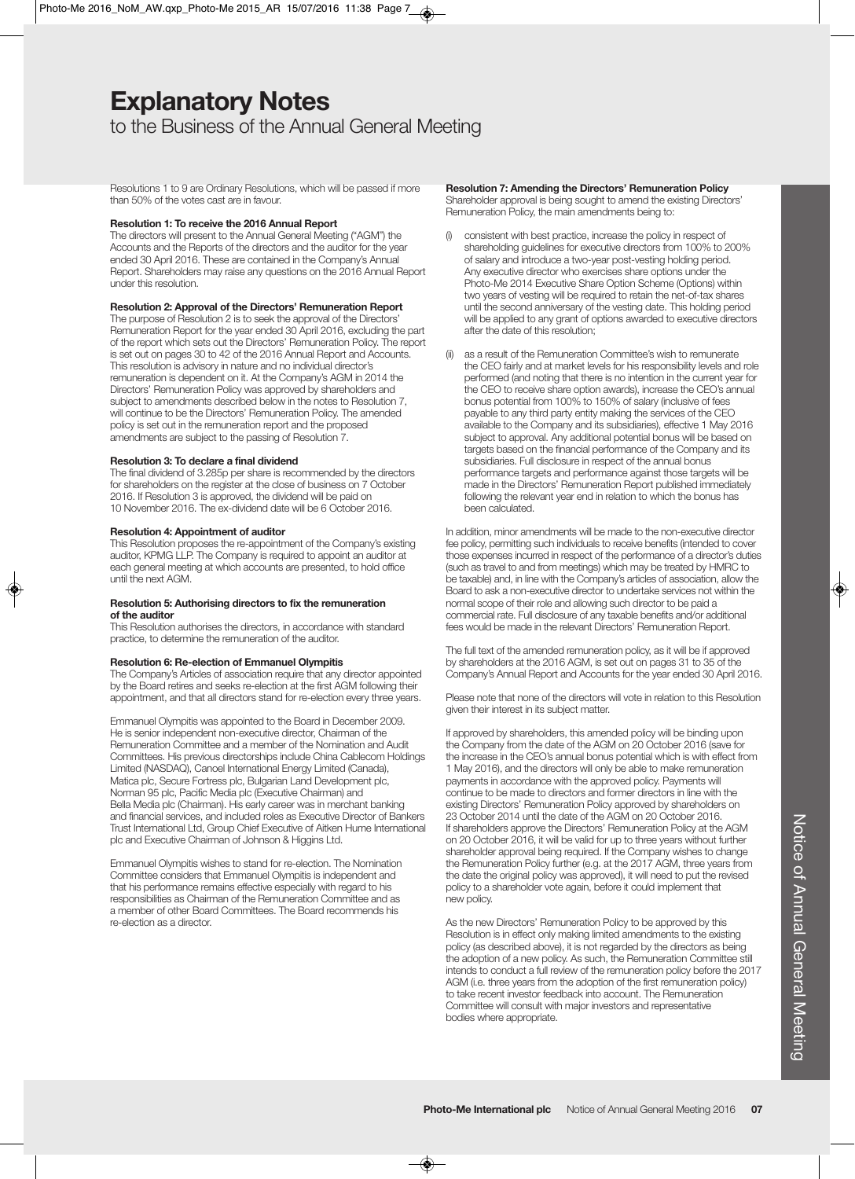# Explanatory Notes

to the Business of the Annual General Meeting

Resolutions 1 to 9 are Ordinary Resolutions, which will be passed if more than 50% of the votes cast are in favour.

**Resolution 1: To receive the 2016 Annual Report**

The directors will present to the Annual General Meeting ("AGM") the Accounts and the Reports of the directors and the auditor for the year ended 30 April 2016. These are contained in the Company's Annual Report. Shareholders may raise any questions on the 2016 Annual Report under this resolution.

**Resolution 2: Approval of the Directors' Remuneration Report**

The purpose of Resolution 2 is to seek the approval of the Directors' Remuneration Report for the year ended 30 April 2016, excluding the part of the report which sets out the Directors' Remuneration Policy. The report is set out on pages 30 to 42 of the 2016 Annual Report and Accounts. This resolution is advisory in nature and no individual director's remuneration is dependent on it. At the Company's AGM in 2014 the Directors' Remuneration Policy was approved by shareholders and subject to amendments described below in the notes to Resolution 7, will continue to be the Directors' Remuneration Policy. The amended policy is set out in the remuneration report and the proposed amendments are subject to the passing of Resolution 7.

**Resolution 3: To declare a final dividend**

The final dividend of 3.285p per share is recommended by the directors for shareholders on the register at the close of business on 7 October 2016. If Resolution 3 is approved, the dividend will be paid on 10 November 2016. The ex-dividend date will be 6 October 2016.

**Resolution 4: Appointment of auditor**

This Resolution proposes the re-appointment of the Company's existing auditor, KPMG LLP. The Company is required to appoint an auditor at each general meeting at which accounts are presented, to hold office until the next AGM.

**Resolution 5: Authorising directors to fix the remuneration of the auditor**

This Resolution authorises the directors, in accordance with standard practice, to determine the remuneration of the auditor.

**Resolution 6: Re-election of Emmanuel Olympitis**

The Company's Articles of association require that any director appointed by the Board retires and seeks re-election at the first AGM following their appointment, and that all directors stand for re-election every three years.

Emmanuel Olympitis was appointed to the Board in December 2009. He is senior independent non-executive director, Chairman of the Remuneration Committee and a member of the Nomination and Audit Committees. His previous directorships include China Cablecom Holdings Limited (NASDAQ), Canoel International Energy Limited (Canada), Matica plc, Secure Fortress plc, Bulgarian Land Development plc, Norman 95 plc, Pacific Media plc (Executive Chairman) and Bella Media plc (Chairman). His early career was in merchant banking and financial services, and included roles as Executive Director of Bankers Trust International Ltd, Group Chief Executive of Aitken Hume International plc and Executive Chairman of Johnson & Higgins Ltd.

Emmanuel Olympitis wishes to stand for re-election. The Nomination Committee considers that Emmanuel Olympitis is independent and that his performance remains effective especially with regard to his responsibilities as Chairman of the Remuneration Committee and as a member of other Board Committees. The Board recommends his re-election as a director.

**Resolution 7: Amending the Directors' Remuneration Policy**

Shareholder approval is being sought to amend the existing Directors' Remuneration Policy, the main amendments being to:

(i) consistent with best practice, increase the policy in respect of shareholding guidelines for executive directors from 100% to 200% of salary and introduce a two-year post-vesting holding period. Any executive director who exercises share options under the Photo-Me 2014 Executive Share Option Scheme (Options) within two years of vesting will be required to retain the net-of-tax shares until the second anniversary of the vesting date. This holding period will be applied to any grant of options awarded to executive directors after the date of this resolution;

(ii) as a result of the Remuneration Committee's wish to remunerate the CEO fairly and at market levels for his responsibility levels and role performed (and noting that there is no intention in the current year for the CEO to receive share option awards), increase the CEO's annual bonus potential from 100% to 150% of salary (inclusive of fees payable to any third party entity making the services of the CEO available to the Company and its subsidiaries), effective 1 May 2016 subject to approval. Any additional potential bonus will be based on targets based on the financial performance of the Company and its subsidiaries. Full disclosure in respect of the annual bonus performance targets and performance against those targets will be made in the Directors' Remuneration Report published immediately following the relevant year end in relation to which the bonus has been calculated.

In addition, minor amendments will be made to the non-executive director fee policy, permitting such individuals to receive benefits (intended to cover those expenses incurred in respect of the performance of a director's duties (such as travel to and from meetings) which may be treated by HMRC to be taxable) and, in line with the Company's articles of association, allow the Board to ask a non-executive director to undertake services not within the normal scope of their role and allowing such director to be paid a commercial rate. Full disclosure of any taxable benefits and/or additional fees would be made in the relevant Directors' Remuneration Report.

The full text of the amended remuneration policy, as it will be if approved by shareholders at the 2016 AGM, is set out on pages 31 to 35 of the Company's Annual Report and Accounts for the year ended 30 April 2016.

Please note that none of the directors will vote in relation to this Resolution given their interest in its subject matter.

If approved by shareholders, this amended policy will be binding upon the Company from the date of the AGM on 20 October 2016 (save for the increase in the CEO's annual bonus potential which is with effect from 1 May 2016), and the directors will only be able to make remuneration payments in accordance with the approved policy. Payments will continue to be made to directors and former directors in line with the existing Directors' Remuneration Policy approved by shareholders on 23 October 2014 until the date of the AGM on 20 October 2016. If shareholders approve the Directors' Remuneration Policy at the AGM on 20 October 2016, it will be valid for up to three years without further shareholder approval being required. If the Company wishes to change the Remuneration Policy further (e.g. at the 2017 AGM, three years from the date the original policy was approved), it will need to put the revised policy to a shareholder vote again, before it could implement that new policy.

As the new Directors' Remuneration Policy to be approved by this Resolution is in effect only making limited amendments to the existing policy (as described above), it is not regarded by the directors as being the adoption of a new policy. As such, the Remuneration Committee still intends to conduct a full review of the remuneration policy before the 2017 AGM (i.e. three years from the adoption of the first remuneration policy) to take recent investor feedback into account. The Remuneration Committee will consult with major investors and representative bodies where appropriate.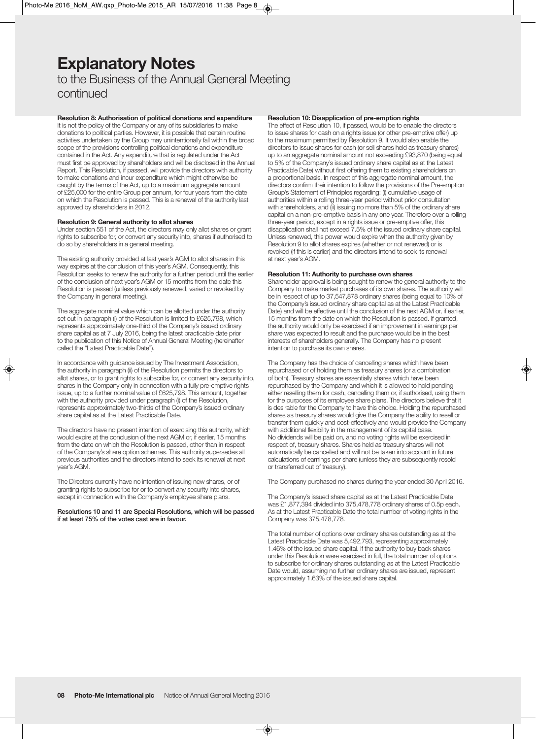# Explanatory Notes

to the Business of the Annual General Meeting continued

### Resolution 8: Authorisation of political donations and expenditure

It is not the policy of the Company or any of its subsidiaries to make donations to political parties. However, it is possible that certain routine activities undertaken by the Group may unintentionally fall within the broad scope of the provisions controlling political donations and expenditure contained in the Act. Any expenditure that is regulated under the Act must first be approved by shareholders and will be disclosed in the Annual Report. This Resolution, if passed, will provide the directors with authority to make donations and incur expenditure which might otherwise be caught by the terms of the Act, up to a maximum aggregate amount of £25,000 for the entire Group per annum, for four years from the date on which the Resolution is passed. This is a renewal of the authority last approved by shareholders in 2012.

### Resolution 9: General authority to allot shares

Under section 551 of the Act, the directors may only allot shares or grant rights to subscribe for, or convert any security into, shares if authorised to do so by shareholders in a general meeting.

The existing authority provided at last year's AGM to allot shares in this way expires at the conclusion of this year's AGM. Consequently, this Resolution seeks to renew the authority for a further period until the earlier of the conclusion of next year's AGM or 15 months from the date this Resolution is passed (unless previously renewed, varied or revoked by the Company in general meeting).

The aggregate nominal value which can be allotted under the authority set out in paragraph (i) of the Resolution is limited to £625,798, which represents approximately one-third of the Company's issued ordinary share capital as at 7 July 2016, being the latest practicable date prior to the publication of this Notice of Annual General Meeting (hereinafter called the "Latest Practicable Date").

In accordance with guidance issued by The Investment Association, the authority in paragraph (ii) of the Resolution permits the directors to allot shares, or to grant rights to subscribe for, or convert any security into, shares in the Company only in connection with a fully pre-emptive rights issue, up to a further nominal value of £625,798. This amount, together with the authority provided under paragraph (i) of the Resolution, represents approximately two-thirds of the Company's issued ordinary share capital as at the Latest Practicable Date.

The directors have no present intention of exercising this authority, which would expire at the conclusion of the next AGM or, if earlier, 15 months from the date on which the Resolution is passed, other than in respect of the Company's share option schemes. This authority supersedes all previous authorities and the directors intend to seek its renewal at next year's AGM.

The Directors currently have no intention of issuing new shares, or of granting rights to subscribe for or to convert any security into shares, except in connection with the Company's employee share plans.

**Resolutions 10 and 11 are Special Resolutions, which will be passed if at least 75% of the votes cast are in favour.**

### Resolution 10: Disapplication of pre-emption rights

The effect of Resolution 10, if passed, would be to enable the directors to issue shares for cash on a rights issue (or other pre-emptive offer) up to the maximum permitted by Resolution 9. It would also enable the directors to issue shares for cash (or sell shares held as treasury shares) up to an aggregate nominal amount not exceeding £93,870 (being equal to 5% of the Company's issued ordinary share capital as at the Latest Practicable Date) without first offering them to existing shareholders on a proportional basis. In respect of this aggregate nominal amount, the directors confirm their intention to follow the provisions of the Pre-emption Group's Statement of Principles regarding: (i) cumulative usage of authorities within a rolling three-year period without prior consultation with shareholders, and (ii) issuing no more than 5% of the ordinary share capital on a non-pre-emptive basis in any one year. Therefore over a rolling three-year period, except in a rights issue or pre-emptive offer, this disapplication shall not exceed 7.5% of the issued ordinary share capital. Unless renewed, this power would expire when the authority given by Resolution 9 to allot shares expires (whether or not renewed) or is revoked (if this is earlier) and the directors intend to seek its renewal at next year's AGM.

### Resolution 11: Authority to purchase own shares

Shareholder approval is being sought to renew the general authority to the Company to make market purchases of its own shares. The authority will be in respect of up to 37,547,878 ordinary shares (being equal to 10% of the Company's issued ordinary share capital as at the Latest Practicable Date) and will be effective until the conclusion of the next AGM or, if earlier, 15 months from the date on which the Resolution is passed. If granted, the authority would only be exercised if an improvement in earnings per share was expected to result and the purchase would be in the best interests of shareholders generally. The Company has no present intention to purchase its own shares.

The Company has the choice of cancelling shares which have been repurchased or of holding them as treasury shares (or a combination of both). Treasury shares are essentially shares which have been repurchased by the Company and which it is allowed to hold pending either reselling them for cash, cancelling them or, if authorised, using them for the purposes of its employee share plans. The directors believe that it is desirable for the Company to have this choice. Holding the repurchased shares as treasury shares would give the Company the ability to resell or transfer them quickly and cost-effectively and would provide the Company with additional flexibility in the management of its capital base. No dividends will be paid on, and no voting rights will be exercised in respect of, treasury shares. Shares held as treasury shares will not automatically be cancelled and will not be taken into account in future calculations of earnings per share (unless they are subsequently resold or transferred out of treasury).

The Company purchased no shares during the year ended 30 April 2016.

The Company's issued share capital as at the Latest Practicable Date was £1,877,394 divided into 375,478,778 ordinary shares of 0.5p each. As at the Latest Practicable Date the total number of voting rights in the Company was 375,478,778.

The total number of options over ordinary shares outstanding as at the Latest Practicable Date was 5,492,793, representing approximately 1.46% of the issued share capital. If the authority to buy back shares under this Resolution were exercised in full, the total number of options to subscribe for ordinary shares outstanding as at the Latest Practicable Date would, assuming no further ordinary shares are issued, represent approximately 1.63% of the issued share capital.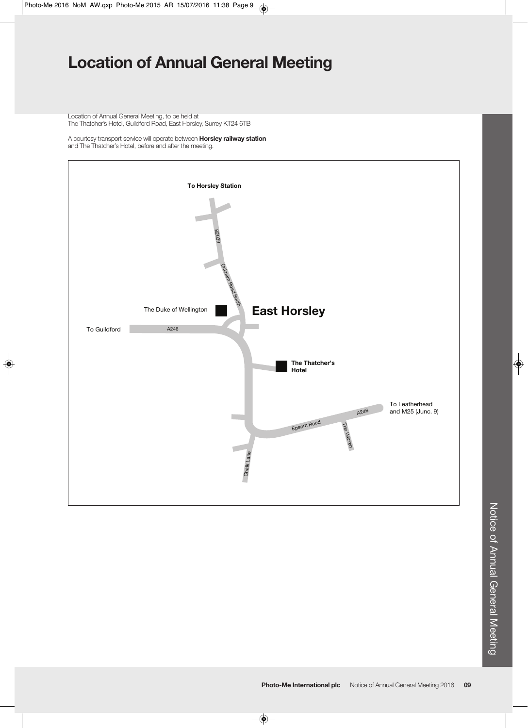# Location of Annual General Meeting

Location of Annual General Meeting, to be held at
The Thatcher's Hotel, Guildford Road, East Horsley, Surrey KT24 6TB

A courtesy transport service will operate between **Horsley railway station** and The Thatcher's Hotel, before and after the meeting.

**To Horsley Station**

B2039

Ockham Road South

The Duke of Wellington

**East Horsley**

To Guildford

A246

**The Thatcher's Hotel**

To Leatherhead and M25 (Junc. 9)

A246

Epsom Road

The Warren

Chalk Lane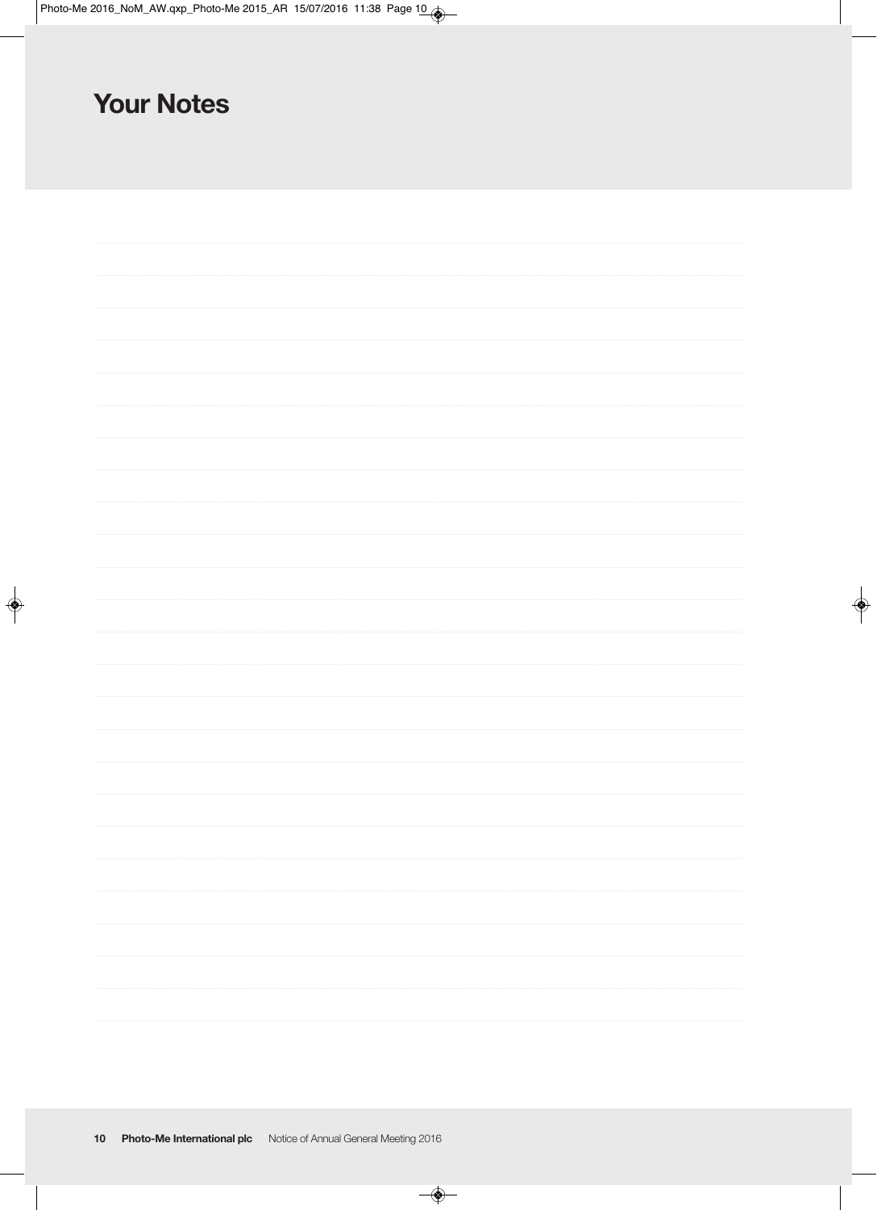# Your Notes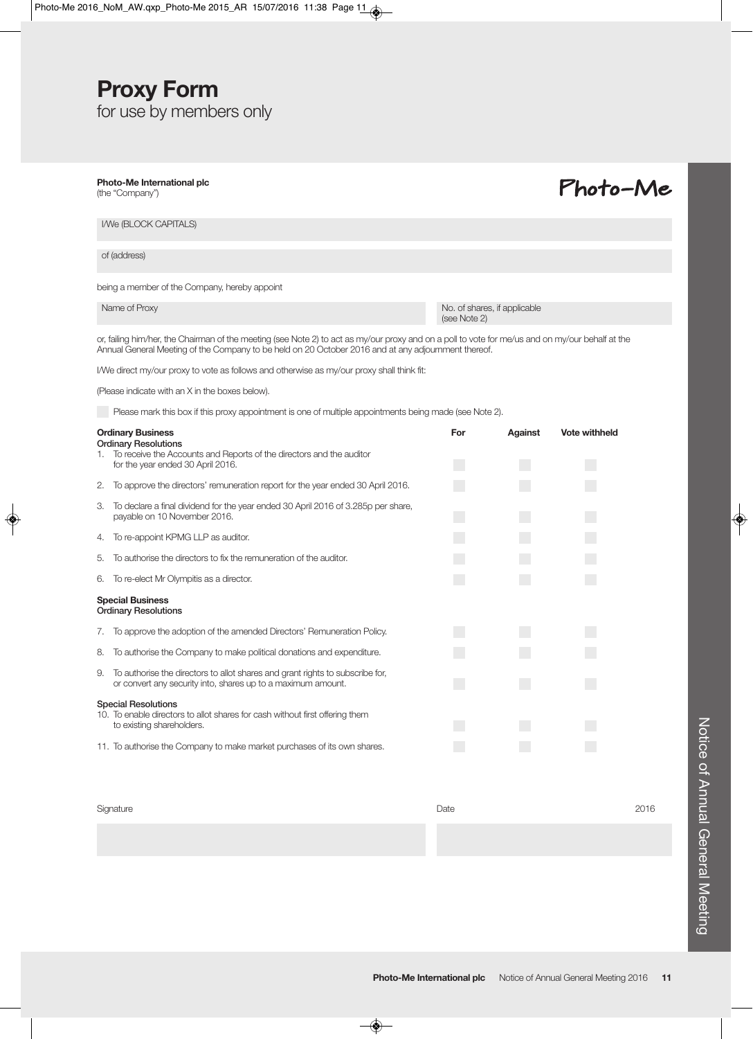# Proxy Form

for use by members only

**Photo-Me International plc**
(the "Company")

Photo-Me

I/We (BLOCK CAPITALS)

of (address)

being a member of the Company, hereby appoint

| Name of Proxy | No. of shares, if applicable (see Note 2) |
|---|---|
| | |

or, failing him/her, the Chairman of the meeting (see Note 2) to act as my/our proxy and on a poll to vote for me/us and on my/our behalf at the Annual General Meeting of the Company to be held on 20 October 2016 and at any adjournment thereof.

I/We direct my/our proxy to vote as follows and otherwise as my/our proxy shall think fit:

(Please indicate with an X in the boxes below).

☐ Please mark this box if this proxy appointment is one of multiple appointments being made (see Note 2).

| | For | Against | Vote withheld |
|---|---|---|---|
| **Ordinary Business** | | | |
| **Ordinary Resolutions** | | | |
| 1. To receive the Accounts and Reports of the directors and the auditor for the year ended 30 April 2016. | ☐ | ☐ | ☐ |
| 2. To approve the directors' remuneration report for the year ended 30 April 2016. | ☐ | ☐ | ☐ |
| 3. To declare a final dividend for the year ended 30 April 2016 of 3.285p per share, payable on 10 November 2016. | ☐ | ☐ | ☐ |
| 4. To re-appoint KPMG LLP as auditor. | ☐ | ☐ | ☐ |
| 5. To authorise the directors to fix the remuneration of the auditor. | ☐ | ☐ | ☐ |
| 6. To re-elect Mr Olympitis as a director. | ☐ | ☐ | ☐ |
| **Special Business** | | | |
| **Ordinary Resolutions** | | | |
| 7. To approve the adoption of the amended Directors' Remuneration Policy. | ☐ | ☐ | ☐ |
| 8. To authorise the Company to make political donations and expenditure. | ☐ | ☐ | ☐ |
| 9. To authorise the directors to allot shares and grant rights to subscribe for, or convert any security into, shares up to a maximum amount. | ☐ | ☐ | ☐ |
| **Special Resolutions** | | | |
| 10. To enable directors to allot shares for cash without first offering them to existing shareholders. | ☐ | ☐ | ☐ |
| 11. To authorise the Company to make market purchases of its own shares. | ☐ | ☐ | ☐ |

| Signature | Date 2016 |
|---|---|
| | |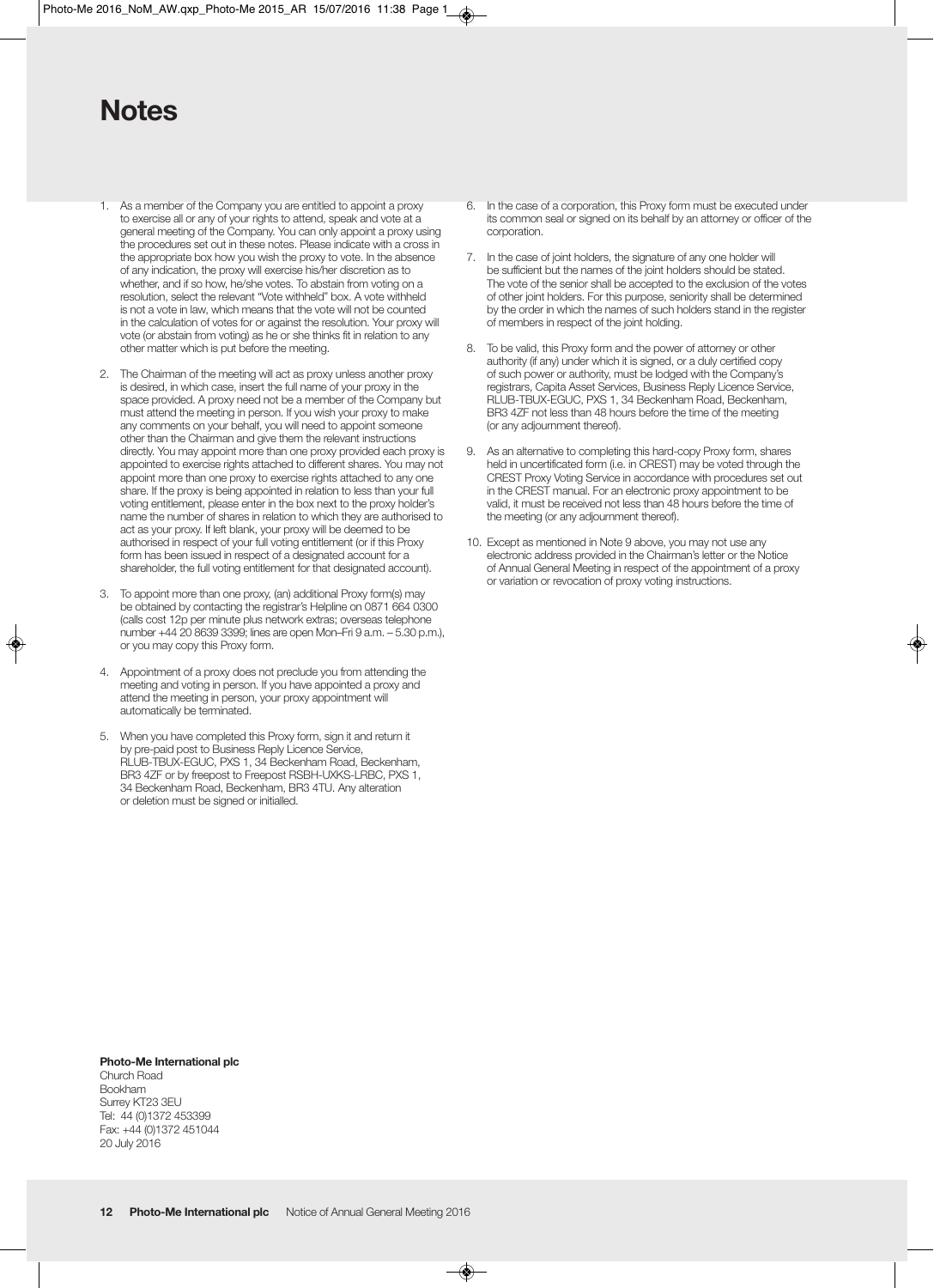# Notes

1. As a member of the Company you are entitled to appoint a proxy to exercise all or any of your rights to attend, speak and vote at a general meeting of the Company. You can only appoint a proxy using the procedures set out in these notes. Please indicate with a cross in the appropriate box how you wish the proxy to vote. In the absence of any indication, the proxy will exercise his/her discretion as to whether, and if so how, he/she votes. To abstain from voting on a resolution, select the relevant "Vote withheld" box. A vote withheld is not a vote in law, which means that the vote will not be counted in the calculation of votes for or against the resolution. Your proxy will vote (or abstain from voting) as he or she thinks fit in relation to any other matter which is put before the meeting.

2. The Chairman of the meeting will act as proxy unless another proxy is desired, in which case, insert the full name of your proxy in the space provided. A proxy need not be a member of the Company but must attend the meeting in person. If you wish your proxy to make any comments on your behalf, you will need to appoint someone other than the Chairman and give them the relevant instructions directly. You may appoint more than one proxy provided each proxy is appointed to exercise rights attached to different shares. You may not appoint more than one proxy to exercise rights attached to any one share. If the proxy is being appointed in relation to less than your full voting entitlement, please enter in the box next to the proxy holder's name the number of shares in relation to which they are authorised to act as your proxy. If left blank, your proxy will be deemed to be authorised in respect of your full voting entitlement (or if this Proxy form has been issued in respect of a designated account for a shareholder, the full voting entitlement for that designated account).

3. To appoint more than one proxy, (an) additional Proxy form(s) may be obtained by contacting the registrar's Helpline on 0871 664 0300 (calls cost 12p per minute plus network extras; overseas telephone number +44 20 8639 3399; lines are open Mon–Fri 9 a.m. – 5.30 p.m.), or you may copy this Proxy form.

4. Appointment of a proxy does not preclude you from attending the meeting and voting in person. If you have appointed a proxy and attend the meeting in person, your proxy appointment will automatically be terminated.

5. When you have completed this Proxy form, sign it and return it by pre-paid post to Business Reply Licence Service, RLUB-TBUX-EGUC, PXS 1, 34 Beckenham Road, Beckenham, BR3 4ZF or by freepost to Freepost RSBH-UXKS-LRBC, PXS 1, 34 Beckenham Road, Beckenham, BR3 4TU. Any alteration or deletion must be signed or initialled.

6. In the case of a corporation, this Proxy form must be executed under its common seal or signed on its behalf by an attorney or officer of the corporation.

7. In the case of joint holders, the signature of any one holder will be sufficient but the names of the joint holders should be stated. The vote of the senior shall be accepted to the exclusion of the votes of other joint holders. For this purpose, seniority shall be determined by the order in which the names of such holders stand in the register of members in respect of the joint holding.

8. To be valid, this Proxy form and the power of attorney or other authority (if any) under which it is signed, or a duly certified copy of such power or authority, must be lodged with the Company's registrars, Capita Asset Services, Business Reply Licence Service, RLUB-TBUX-EGUC, PXS 1, 34 Beckenham Road, Beckenham, BR3 4ZF not less than 48 hours before the time of the meeting (or any adjournment thereof).

9. As an alternative to completing this hard-copy Proxy form, shares held in uncertificated form (i.e. in CREST) may be voted through the CREST Proxy Voting Service in accordance with procedures set out in the CREST manual. For an electronic proxy appointment to be valid, it must be received not less than 48 hours before the time of the meeting (or any adjournment thereof).

10. Except as mentioned in Note 9 above, you may not use any electronic address provided in the Chairman's letter or the Notice of Annual General Meeting in respect of the appointment of a proxy or variation or revocation of proxy voting instructions.

**Photo-Me International plc**
Church Road
Bookham
Surrey KT23 3EU
Tel: 44 (0)1372 453399
Fax: +44 (0)1372 451044
20 July 2016